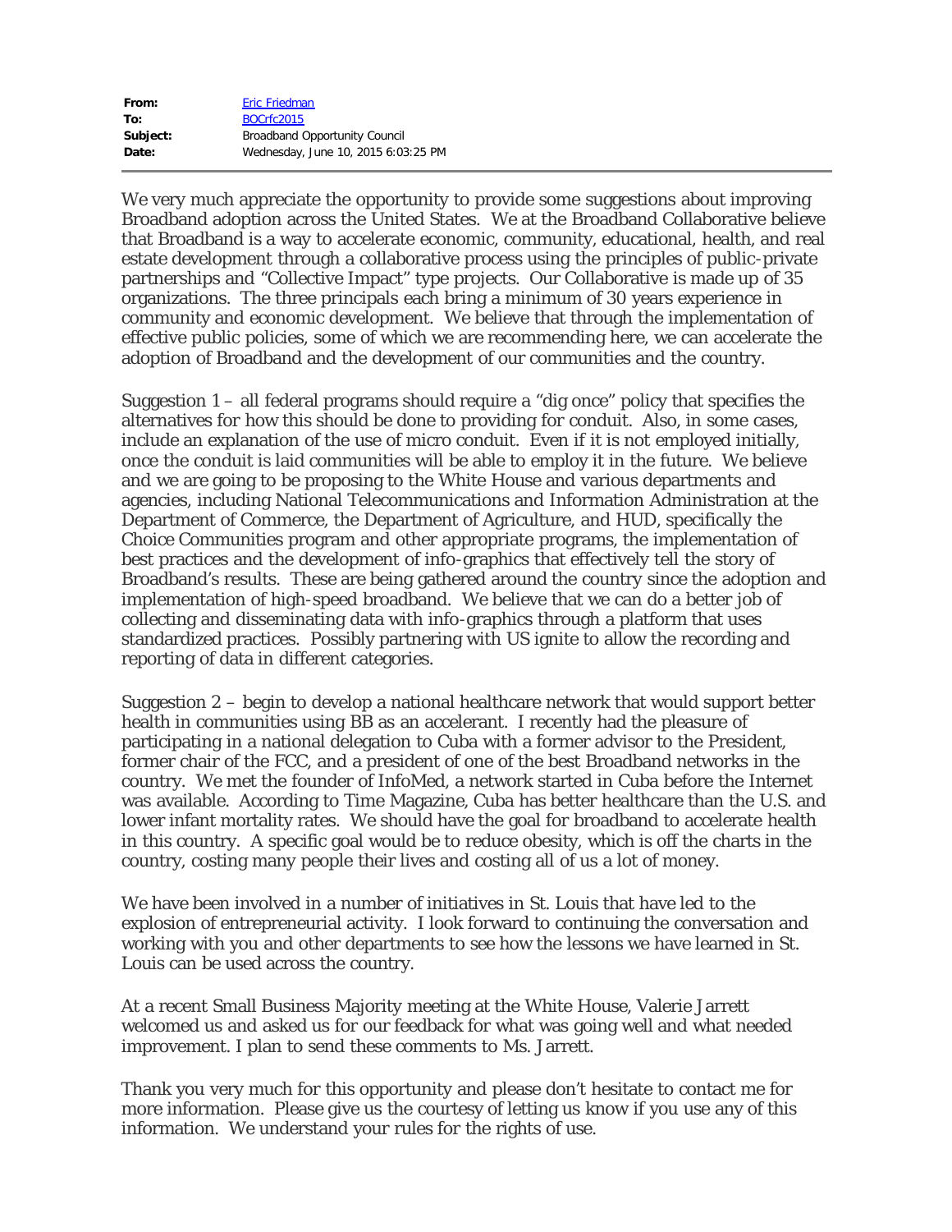| | |
|---|---|
| **From:** | Eric Friedman |
| **To:** | BOCrfc2015 |
| **Subject:** | Broadband Opportunity Council |
| **Date:** | Wednesday, June 10, 2015 6:03:25 PM |

We very much appreciate the opportunity to provide some suggestions about improving Broadband adoption across the United States. We at the Broadband Collaborative believe that Broadband is a way to accelerate economic, community, educational, health, and real estate development through a collaborative process using the principles of public-private partnerships and "Collective Impact" type projects. Our Collaborative is made up of 35 organizations. The three principals each bring a minimum of 30 years experience in community and economic development. We believe that through the implementation of effective public policies, some of which we are recommending here, we can accelerate the adoption of Broadband and the development of our communities and the country.

Suggestion 1 – all federal programs should require a "dig once" policy that specifies the alternatives for how this should be done to providing for conduit. Also, in some cases, include an explanation of the use of micro conduit. Even if it is not employed initially, once the conduit is laid communities will be able to employ it in the future. We believe and we are going to be proposing to the White House and various departments and agencies, including National Telecommunications and Information Administration at the Department of Commerce, the Department of Agriculture, and HUD, specifically the Choice Communities program and other appropriate programs, the implementation of best practices and the development of info-graphics that effectively tell the story of Broadband's results. These are being gathered around the country since the adoption and implementation of high-speed broadband. We believe that we can do a better job of collecting and disseminating data with info-graphics through a platform that uses standardized practices. Possibly partnering with US ignite to allow the recording and reporting of data in different categories.

Suggestion 2 – begin to develop a national healthcare network that would support better health in communities using BB as an accelerant. I recently had the pleasure of participating in a national delegation to Cuba with a former advisor to the President, former chair of the FCC, and a president of one of the best Broadband networks in the country. We met the founder of InfoMed, a network started in Cuba before the Internet was available. According to Time Magazine, Cuba has better healthcare than the U.S. and lower infant mortality rates. We should have the goal for broadband to accelerate health in this country. A specific goal would be to reduce obesity, which is off the charts in the country, costing many people their lives and costing all of us a lot of money.

We have been involved in a number of initiatives in St. Louis that have led to the explosion of entrepreneurial activity. I look forward to continuing the conversation and working with you and other departments to see how the lessons we have learned in St. Louis can be used across the country.

At a recent Small Business Majority meeting at the White House, Valerie Jarrett welcomed us and asked us for our feedback for what was going well and what needed improvement. I plan to send these comments to Ms. Jarrett.

Thank you very much for this opportunity and please don't hesitate to contact me for more information. Please give us the courtesy of letting us know if you use any of this information. We understand your rules for the rights of use.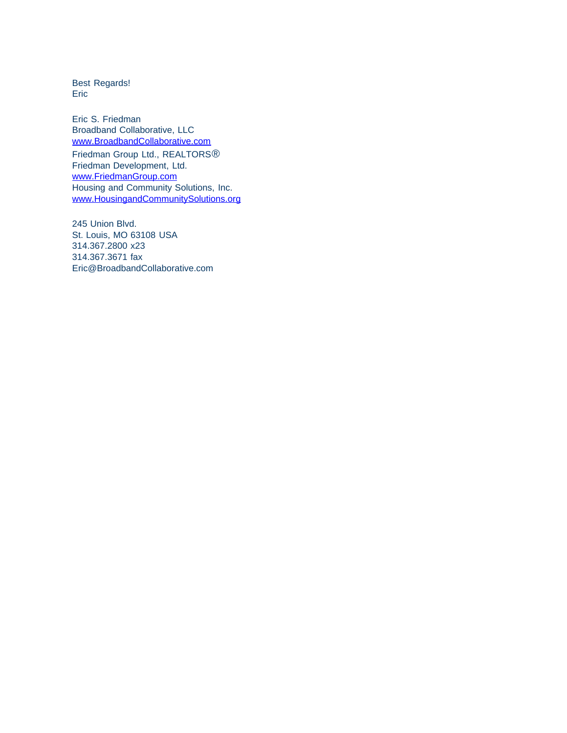Best Regards!
Eric

Eric S. Friedman
Broadband Collaborative, LLC
www.BroadbandCollaborative.com
Friedman Group Ltd., REALTORS®
Friedman Development, Ltd.
www.FriedmanGroup.com
Housing and Community Solutions, Inc.
www.HousingandCommunitySolutions.org

245 Union Blvd.
St. Louis, MO 63108 USA
314.367.2800 x23
314.367.3671 fax
Eric@BroadbandCollaborative.com